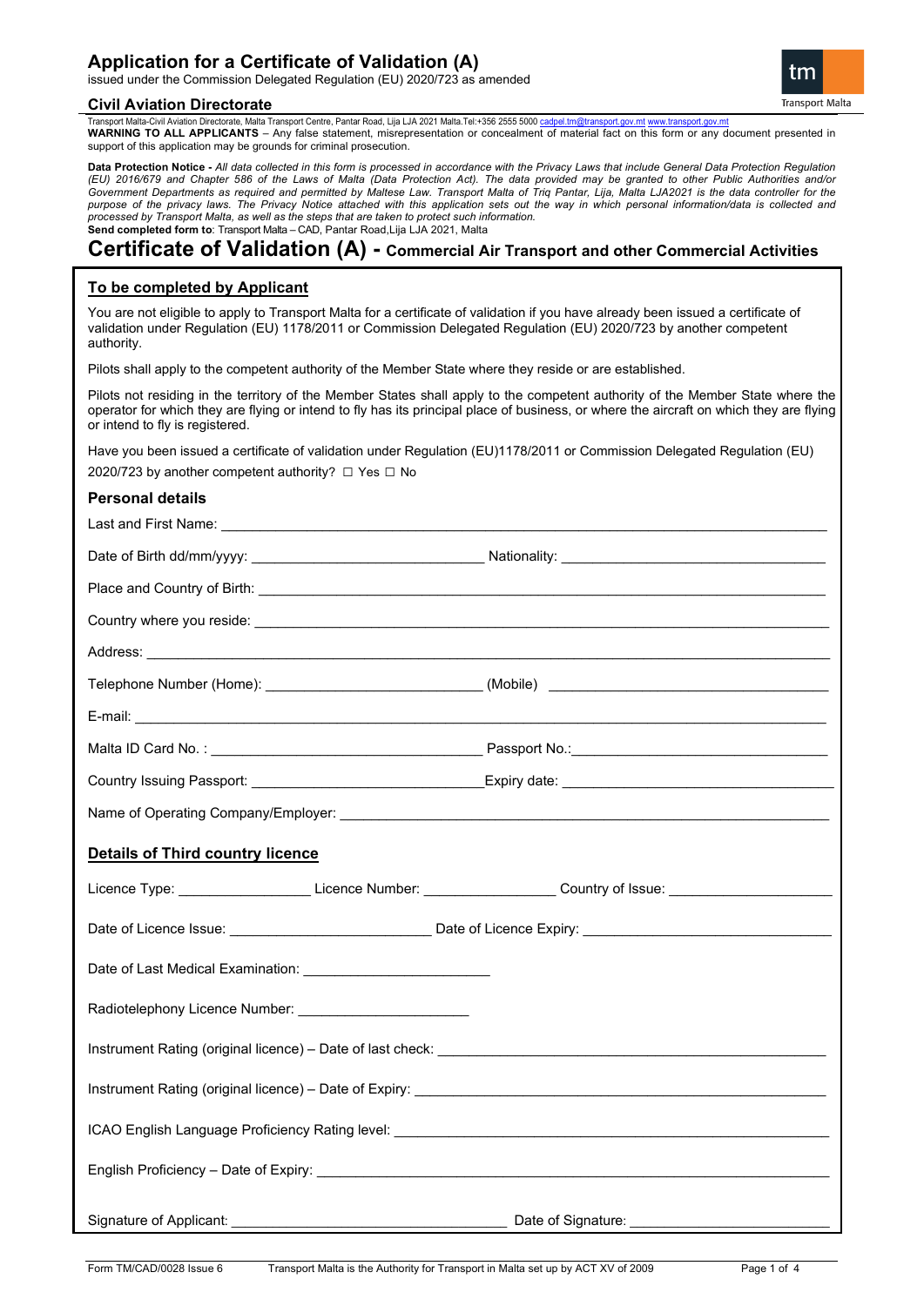# Application for a Certificate of Validation (A)

issued under the Commission Delegated Regulation (EU) 2020/723 as amended

**Civil Aviation Directorate**

Transport Malta-Civil Aviation Directorate, Malta Transport Centre, Pantar Road, Lija LJA 2021 Malta.Tel:+356 2555 5000 cadpel.tm@transport.gov.mt www.transport.gov.mt

**WARNING TO ALL APPLICANTS** – Any false statement, misrepresentation or concealment of material fact on this form or any document presented in support of this application may be grounds for criminal prosecution.

**Data Protection Notice -** *All data collected in this form is processed in accordance with the Privacy Laws that include General Data Protection Regulation (EU) 2016/679 and Chapter 586 of the Laws of Malta (Data Protection Act). The data provided may be granted to other Public Authorities and/or Government Departments as required and permitted by Maltese Law. Transport Malta of Triq Pantar, Lija, Malta LJA2021 is the data controller for the purpose of the privacy laws. The Privacy Notice attached with this application sets out the way in which personal information/data is collected and processed by Transport Malta, as well as the steps that are taken to protect such information.*

**Send completed form to**: Transport Malta – CAD, Pantar Road,Lija LJA 2021, Malta

# Certificate of Validation (A) - Commercial Air Transport and other Commercial Activities

## To be completed by Applicant

You are not eligible to apply to Transport Malta for a certificate of validation if you have already been issued a certificate of validation under Regulation (EU) 1178/2011 or Commission Delegated Regulation (EU) 2020/723 by another competent authority.

Pilots shall apply to the competent authority of the Member State where they reside or are established.

Pilots not residing in the territory of the Member States shall apply to the competent authority of the Member State where the operator for which they are flying or intend to fly has its principal place of business, or where the aircraft on which they are flying or intend to fly is registered.

Have you been issued a certificate of validation under Regulation (EU)1178/2011 or Commission Delegated Regulation (EU) 2020/723 by another competent authority? ☐ Yes ☐ No

### Personal details

Last and First Name: ____________________

Date of Birth dd/mm/yyyy: ____________________ Nationality: ____________________

Place and Country of Birth: ____________________

Country where you reside: ____________________

Address: ____________________

Telephone Number (Home): ____________________ (Mobile) ____________________

E-mail: ____________________

Malta ID Card No. : ____________________ Passport No.:____________________

Country Issuing Passport: ____________________Expiry date: ____________________

Name of Operating Company/Employer: ____________________

## Details of Third country licence

Licence Type: ____________ Licence Number: ____________ Country of Issue: ____________

Date of Licence Issue: ____________________ Date of Licence Expiry: ____________________

Date of Last Medical Examination: ____________________

Radiotelephony Licence Number: ____________________

Instrument Rating (original licence) – Date of last check: ____________________

Instrument Rating (original licence) – Date of Expiry: ____________________

ICAO English Language Proficiency Rating level: ____________________

English Proficiency – Date of Expiry: ____________________

Signature of Applicant: ____________________ Date of Signature: ____________________

Form TM/CAD/0028 Issue 6 Transport Malta is the Authority for Transport in Malta set up by ACT XV of 2009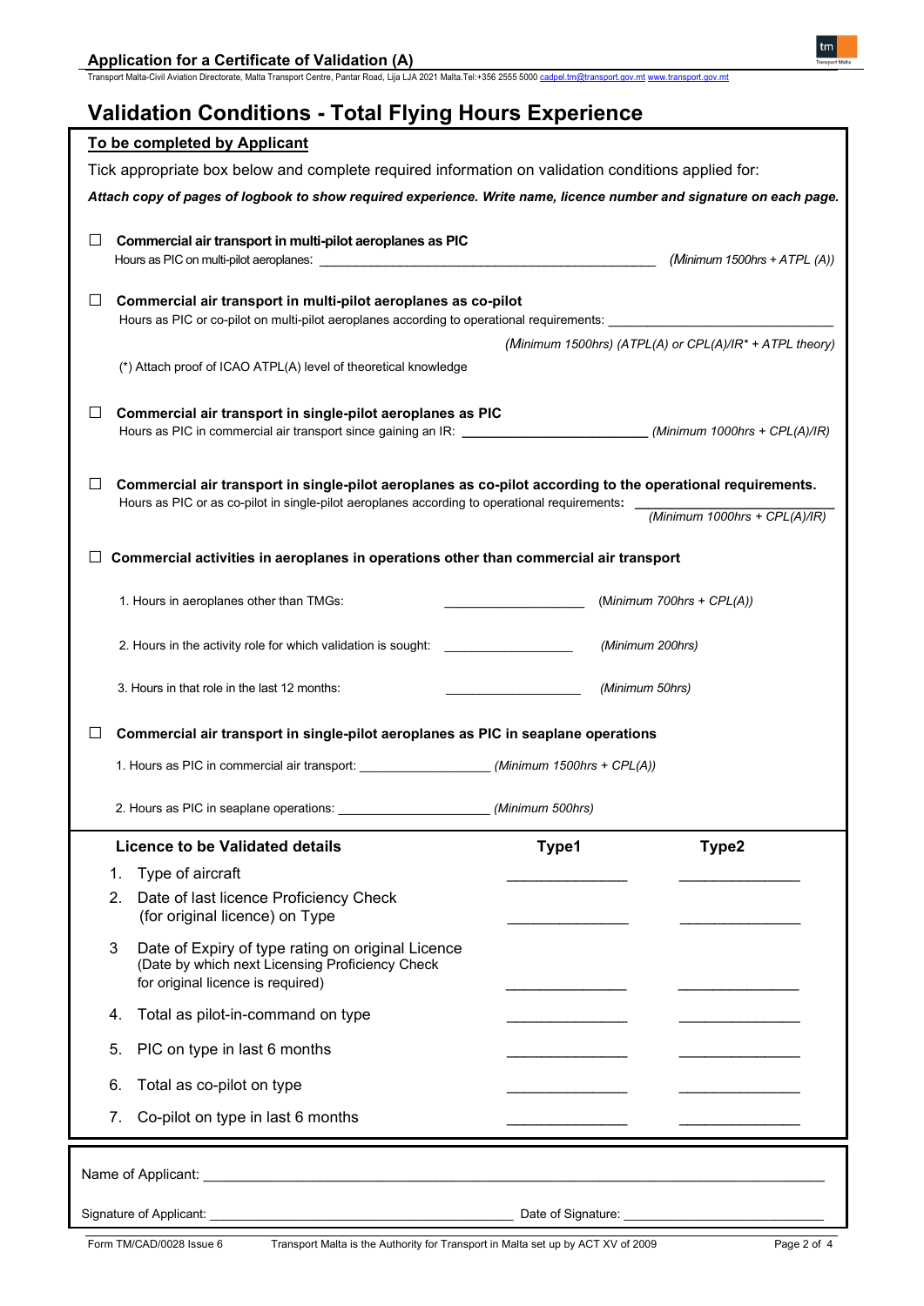# Validation Conditions - Total Flying Hours Experience

**To be completed by Applicant**

Tick appropriate box below and complete required information on validation conditions applied for:

***Attach copy of pages of logbook to show required experience. Write name, licence number and signature on each page.***

☐ **Commercial air transport in multi-pilot aeroplanes as PIC**
Hours as PIC on multi-pilot aeroplanes: ______________________________ *(Minimum 1500hrs + ATPL (A))*

☐ **Commercial air transport in multi-pilot aeroplanes as co-pilot**
Hours as PIC or co-pilot on multi-pilot aeroplanes according to operational requirements: ______________________________
*(Minimum 1500hrs) (ATPL(A) or CPL(A)/IR* + ATPL theory)*

(*) Attach proof of ICAO ATPL(A) level of theoretical knowledge

☐ **Commercial air transport in single-pilot aeroplanes as PIC**
Hours as PIC in commercial air transport since gaining an IR: ______________________________ *(Minimum 1000hrs + CPL(A)/IR)*

☐ **Commercial air transport in single-pilot aeroplanes as co-pilot according to the operational requirements.**
Hours as PIC or as co-pilot in single-pilot aeroplanes according to operational requirements: ______________________________ *(Minimum 1000hrs + CPL(A)/IR)*

☐ **Commercial activities in aeroplanes in operations other than commercial air transport**

1. Hours in aeroplanes other than TMGs: ____________________ (*Minimum 700hrs + CPL(A)*)
2. Hours in the activity role for which validation is sought: ____________________ *(Minimum 200hrs)*
3. Hours in that role in the last 12 months: ____________________ *(Minimum 50hrs)*

☐ **Commercial air transport in single-pilot aeroplanes as PIC in seaplane operations**

1. Hours as PIC in commercial air transport: ____________________ *(Minimum 1500hrs + CPL(A))*
2. Hours as PIC in seaplane operations: ____________________ *(Minimum 500hrs)*

| Licence to be Validated details | Type1 | Type2 |
|---|---|---|
| 1. Type of aircraft | ______________ | ______________ |
| 2. Date of last licence Proficiency Check (for original licence) on Type | ______________ | ______________ |
| 3 Date of Expiry of type rating on original Licence (Date by which next Licensing Proficiency Check for original licence is required) | ______________ | ______________ |
| 4. Total as pilot-in-command on type | ______________ | ______________ |
| 5. PIC on type in last 6 months | ______________ | ______________ |
| 6. Total as co-pilot on type | ______________ | ______________ |
| 7. Co-pilot on type in last 6 months | ______________ | ______________ |

Name of Applicant: ______________________________

Signature of Applicant: ______________________________ Date of Signature: ______________________________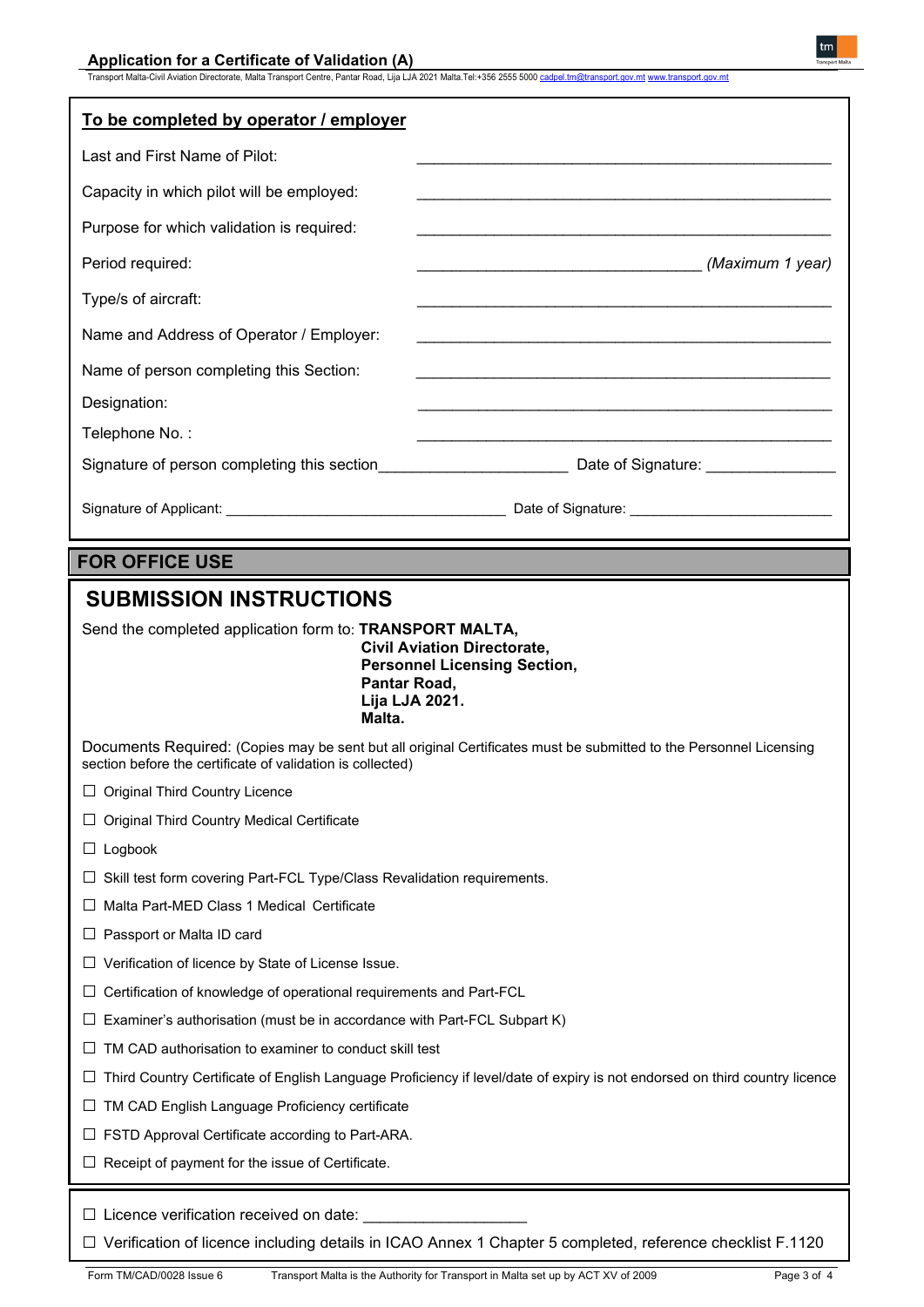## To be completed by operator / employer

Last and First Name of Pilot: ______________________________________________

Capacity in which pilot will be employed: ______________________________________________

Purpose for which validation is required: ______________________________________________

Period required: ________________________________ *(Maximum 1 year)*

Type/s of aircraft: ______________________________________________

Name and Address of Operator / Employer: ______________________________________________

Name of person completing this Section: ______________________________________________

Designation: ______________________________________________

Telephone No. : ______________________________________________

Signature of person completing this section_____________________ Date of Signature: _______________

Signature of Applicant: ___________________________________ Date of Signature: _________________________

## FOR OFFICE USE

## SUBMISSION INSTRUCTIONS

Send the completed application form to: **TRANSPORT MALTA,**
**Civil Aviation Directorate,**
**Personnel Licensing Section,**
**Pantar Road,**
**Lija LJA 2021.**
**Malta.**

Documents Required: (Copies may be sent but all original Certificates must be submitted to the Personnel Licensing section before the certificate of validation is collected)

- ☐ Original Third Country Licence
- ☐ Original Third Country Medical Certificate
- ☐ Logbook
- ☐ Skill test form covering Part-FCL Type/Class Revalidation requirements.
- ☐ Malta Part-MED Class 1 Medical Certificate
- ☐ Passport or Malta ID card
- ☐ Verification of licence by State of License Issue.
- ☐ Certification of knowledge of operational requirements and Part-FCL
- ☐ Examiner's authorisation (must be in accordance with Part-FCL Subpart K)
- ☐ TM CAD authorisation to examiner to conduct skill test
- ☐ Third Country Certificate of English Language Proficiency if level/date of expiry is not endorsed on third country licence
- ☐ TM CAD English Language Proficiency certificate
- ☐ FSTD Approval Certificate according to Part-ARA.
- ☐ Receipt of payment for the issue of Certificate.

---

- ☐ Licence verification received on date: ___________________
- ☐ Verification of licence including details in ICAO Annex 1 Chapter 5 completed, reference checklist F.1120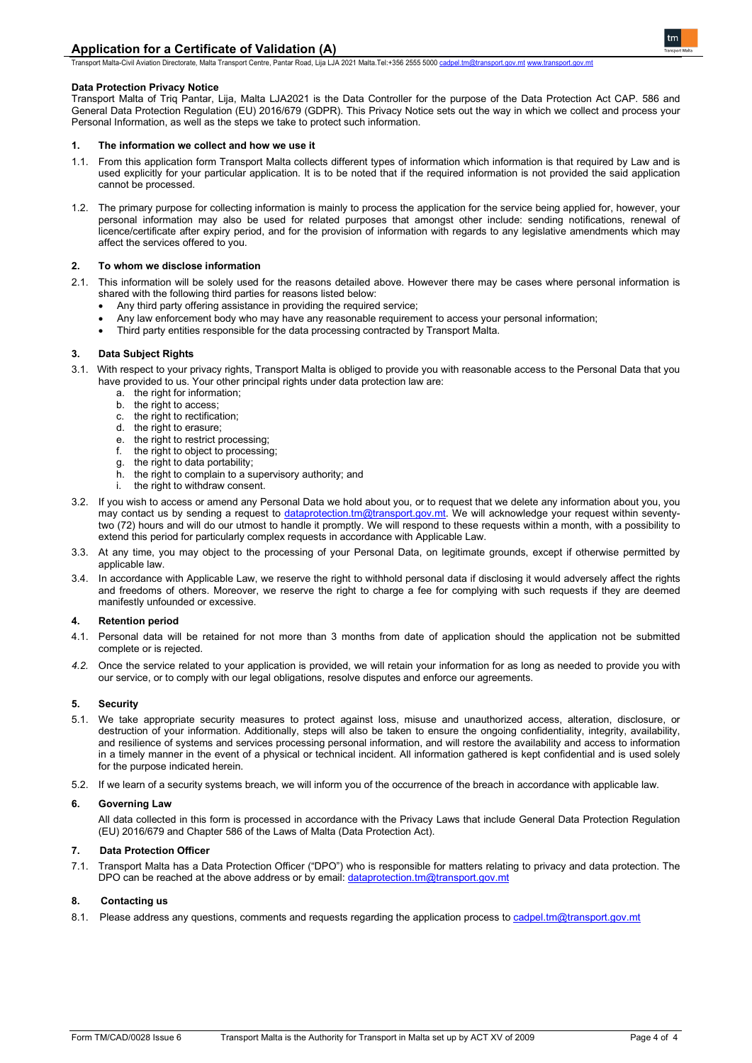## Data Protection Privacy Notice

Transport Malta of Triq Pantar, Lija, Malta LJA2021 is the Data Controller for the purpose of the Data Protection Act CAP. 586 and General Data Protection Regulation (EU) 2016/679 (GDPR). This Privacy Notice sets out the way in which we collect and process your Personal Information, as well as the steps we take to protect such information.

### 1. The information we collect and how we use it

1.1. From this application form Transport Malta collects different types of information which information is that required by Law and is used explicitly for your particular application. It is to be noted that if the required information is not provided the said application cannot be processed.

1.2. The primary purpose for collecting information is mainly to process the application for the service being applied for, however, your personal information may also be used for related purposes that amongst other include: sending notifications, renewal of licence/certificate after expiry period, and for the provision of information with regards to any legislative amendments which may affect the services offered to you.

### 2. To whom we disclose information

2.1. This information will be solely used for the reasons detailed above. However there may be cases where personal information is shared with the following third parties for reasons listed below:

- Any third party offering assistance in providing the required service;
- Any law enforcement body who may have any reasonable requirement to access your personal information;
- Third party entities responsible for the data processing contracted by Transport Malta.

### 3. Data Subject Rights

3.1. With respect to your privacy rights, Transport Malta is obliged to provide you with reasonable access to the Personal Data that you have provided to us. Your other principal rights under data protection law are:

a. the right for information;
b. the right to access;
c. the right to rectification;
d. the right to erasure;
e. the right to restrict processing;
f. the right to object to processing;
g. the right to data portability;
h. the right to complain to a supervisory authority; and
i. the right to withdraw consent.

3.2. If you wish to access or amend any Personal Data we hold about you, or to request that we delete any information about you, you may contact us by sending a request to dataprotection.tm@transport.gov.mt. We will acknowledge your request within seventy-two (72) hours and will do our utmost to handle it promptly. We will respond to these requests within a month, with a possibility to extend this period for particularly complex requests in accordance with Applicable Law.

3.3. At any time, you may object to the processing of your Personal Data, on legitimate grounds, except if otherwise permitted by applicable law.

3.4. In accordance with Applicable Law, we reserve the right to withhold personal data if disclosing it would adversely affect the rights and freedoms of others. Moreover, we reserve the right to charge a fee for complying with such requests if they are deemed manifestly unfounded or excessive.

### 4. Retention period

4.1. Personal data will be retained for not more than 3 months from date of application should the application not be submitted complete or is rejected.

*4.2.* Once the service related to your application is provided, we will retain your information for as long as needed to provide you with our service, or to comply with our legal obligations, resolve disputes and enforce our agreements.

### 5. Security

5.1. We take appropriate security measures to protect against loss, misuse and unauthorized access, alteration, disclosure, or destruction of your information. Additionally, steps will also be taken to ensure the ongoing confidentiality, integrity, availability, and resilience of systems and services processing personal information, and will restore the availability and access to information in a timely manner in the event of a physical or technical incident. All information gathered is kept confidential and is used solely for the purpose indicated herein.

5.2. If we learn of a security systems breach, we will inform you of the occurrence of the breach in accordance with applicable law.

### 6. Governing Law

All data collected in this form is processed in accordance with the Privacy Laws that include General Data Protection Regulation (EU) 2016/679 and Chapter 586 of the Laws of Malta (Data Protection Act).

### 7. Data Protection Officer

7.1. Transport Malta has a Data Protection Officer ("DPO") who is responsible for matters relating to privacy and data protection. The DPO can be reached at the above address or by email: dataprotection.tm@transport.gov.mt

### 8. Contacting us

8.1. Please address any questions, comments and requests regarding the application process to cadpel.tm@transport.gov.mt